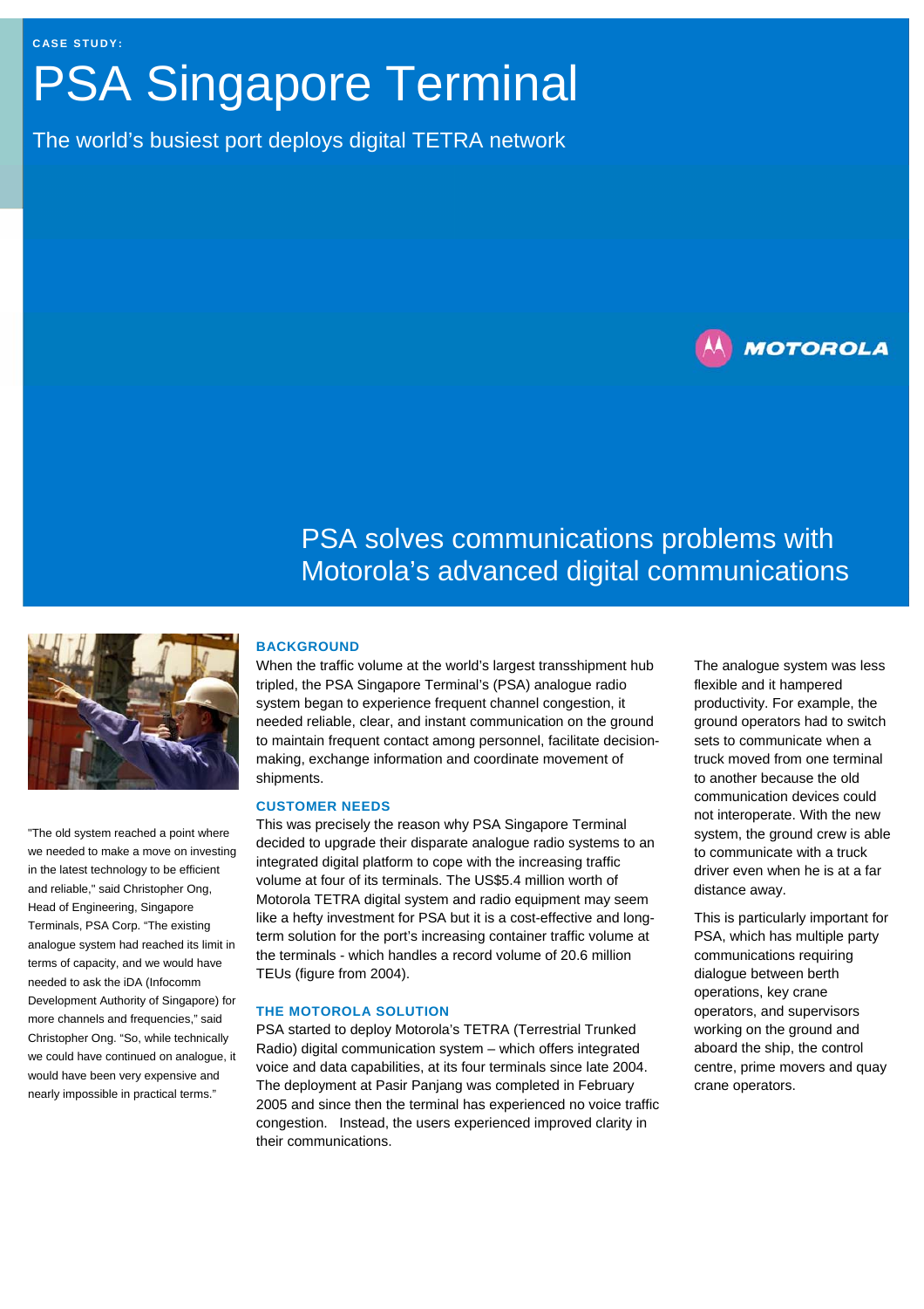CASE STUDY:

# PSA Singapore Terminal

The world's busiest port deploys digital TETRA network

MOTOROLA

## PSA solves communications problems with Motorola's advanced digital communications

"The old system reached a point where we needed to make a move on investing in the latest technology to be efficient and reliable," said Christopher Ong, Head of Engineering, Singapore Terminals, PSA Corp. "The existing analogue system had reached its limit in terms of capacity, and we would have needed to ask the iDA (Infocomm Development Authority of Singapore) for more channels and frequencies," said Christopher Ong. "So, while technically we could have continued on analogue, it would have been very expensive and nearly impossible in practical terms."

### BACKGROUND

When the traffic volume at the world's largest transshipment hub tripled, the PSA Singapore Terminal's (PSA) analogue radio system began to experience frequent channel congestion, it needed reliable, clear, and instant communication on the ground to maintain frequent contact among personnel, facilitate decision-making, exchange information and coordinate movement of shipments.

### CUSTOMER NEEDS

This was precisely the reason why PSA Singapore Terminal decided to upgrade their disparate analogue radio systems to an integrated digital platform to cope with the increasing traffic volume at four of its terminals. The US$5.4 million worth of Motorola TETRA digital system and radio equipment may seem like a hefty investment for PSA but it is a cost-effective and long-term solution for the port's increasing container traffic volume at the terminals - which handles a record volume of 20.6 million TEUs (figure from 2004).

### THE MOTOROLA SOLUTION

PSA started to deploy Motorola's TETRA (Terrestrial Trunked Radio) digital communication system – which offers integrated voice and data capabilities, at its four terminals since late 2004. The deployment at Pasir Panjang was completed in February 2005 and since then the terminal has experienced no voice traffic congestion. Instead, the users experienced improved clarity in their communications.

The analogue system was less flexible and it hampered productivity. For example, the ground operators had to switch sets to communicate when a truck moved from one terminal to another because the old communication devices could not interoperate. With the new system, the ground crew is able to communicate with a truck driver even when he is at a far distance away.

This is particularly important for PSA, which has multiple party communications requiring dialogue between berth operations, key crane operators, and supervisors working on the ground and aboard the ship, the control centre, prime movers and quay crane operators.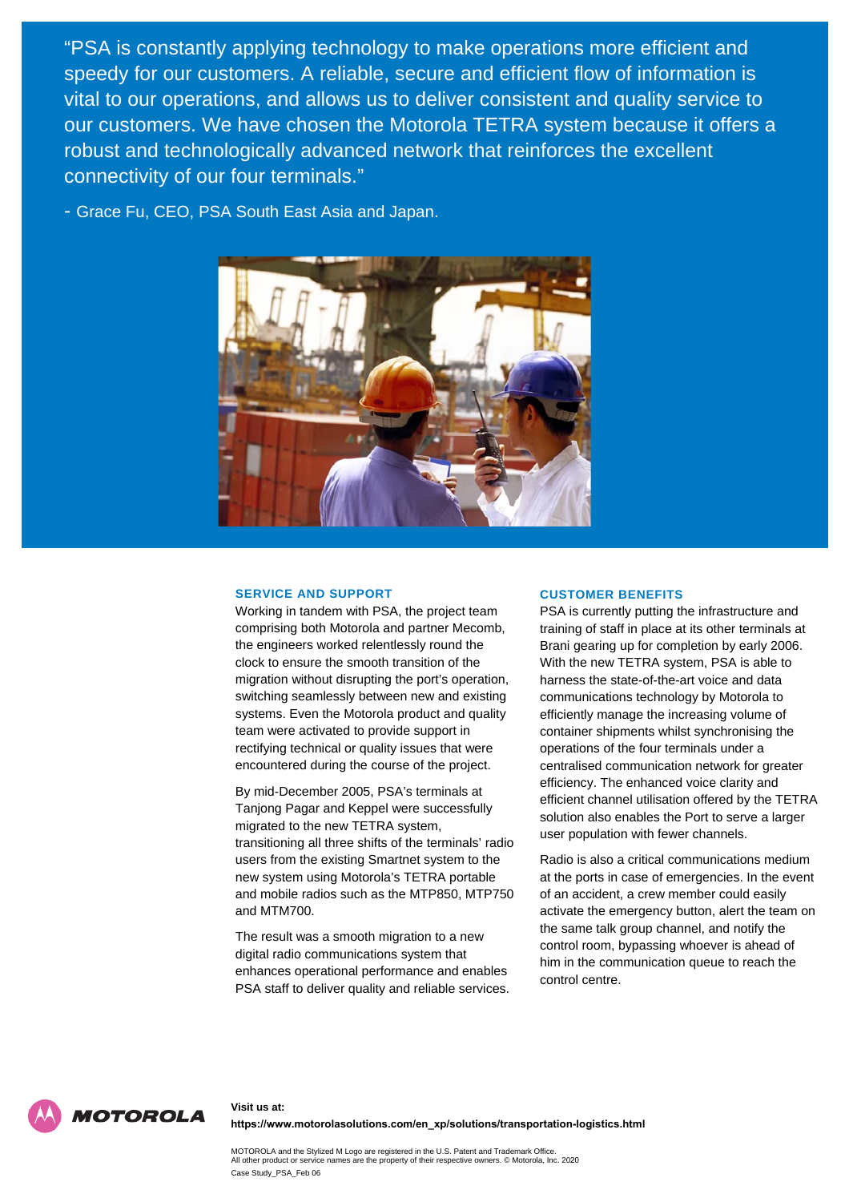"PSA is constantly applying technology to make operations more efficient and speedy for our customers. A reliable, secure and efficient flow of information is vital to our operations, and allows us to deliver consistent and quality service to our customers. We have chosen the Motorola TETRA system because it offers a robust and technologically advanced network that reinforces the excellent connectivity of our four terminals."

- Grace Fu, CEO, PSA South East Asia and Japan.

## SERVICE AND SUPPORT

Working in tandem with PSA, the project team comprising both Motorola and partner Mecomb, the engineers worked relentlessly round the clock to ensure the smooth transition of the migration without disrupting the port's operation, switching seamlessly between new and existing systems. Even the Motorola product and quality team were activated to provide support in rectifying technical or quality issues that were encountered during the course of the project.

By mid-December 2005, PSA's terminals at Tanjong Pagar and Keppel were successfully migrated to the new TETRA system, transitioning all three shifts of the terminals' radio users from the existing Smartnet system to the new system using Motorola's TETRA portable and mobile radios such as the MTP850, MTP750 and MTM700.

The result was a smooth migration to a new digital radio communications system that enhances operational performance and enables PSA staff to deliver quality and reliable services.

## CUSTOMER BENEFITS

PSA is currently putting the infrastructure and training of staff in place at its other terminals at Brani gearing up for completion by early 2006. With the new TETRA system, PSA is able to harness the state-of-the-art voice and data communications technology by Motorola to efficiently manage the increasing volume of container shipments whilst synchronising the operations of the four terminals under a centralised communication network for greater efficiency. The enhanced voice clarity and efficient channel utilisation offered by the TETRA solution also enables the Port to serve a larger user population with fewer channels.

Radio is also a critical communications medium at the ports in case of emergencies. In the event of an accident, a crew member could easily activate the emergency button, alert the team on the same talk group channel, and notify the control room, bypassing whoever is ahead of him in the communication queue to reach the control centre.

MOTOROLA

**Visit us at:**
**https://www.motorolasolutions.com/en_xp/solutions/transportation-logistics.html**

MOTOROLA and the Stylized M Logo are registered in the U.S. Patent and Trademark Office.
All other product or service names are the property of their respective owners. © Motorola, Inc. 2020

Case Study_PSA_Feb 06